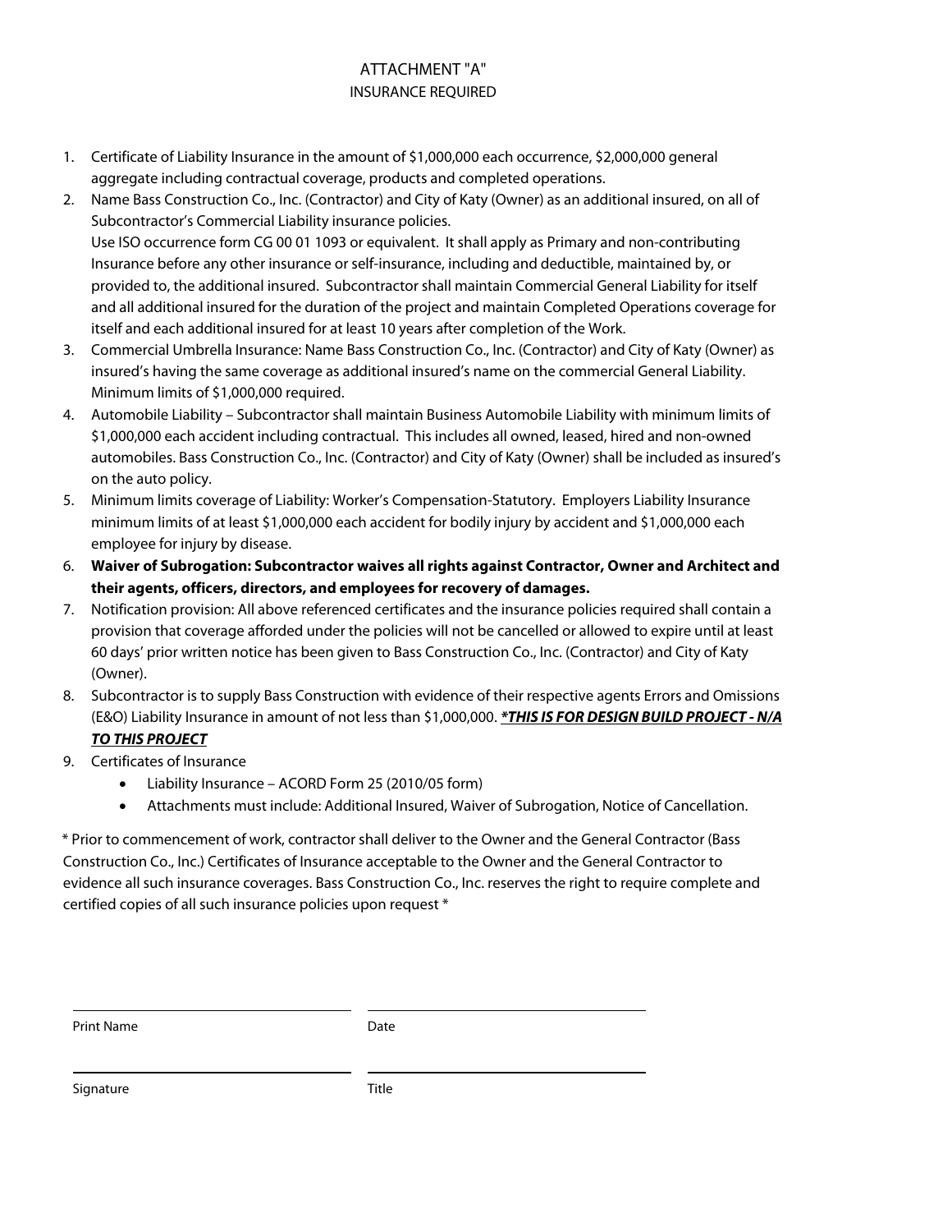# ATTACHMENT "A"
## INSURANCE REQUIRED

1. Certificate of Liability Insurance in the amount of $1,000,000 each occurrence, $2,000,000 general aggregate including contractual coverage, products and completed operations.
2. Name Bass Construction Co., Inc. (Contractor) and City of Katy (Owner) as an additional insured, on all of Subcontractor's Commercial Liability insurance policies.
   Use ISO occurrence form CG 00 01 1093 or equivalent. It shall apply as Primary and non-contributing Insurance before any other insurance or self-insurance, including and deductible, maintained by, or provided to, the additional insured. Subcontractor shall maintain Commercial General Liability for itself and all additional insured for the duration of the project and maintain Completed Operations coverage for itself and each additional insured for at least 10 years after completion of the Work.
3. Commercial Umbrella Insurance: Name Bass Construction Co., Inc. (Contractor) and City of Katy (Owner) as insured's having the same coverage as additional insured's name on the commercial General Liability. Minimum limits of $1,000,000 required.
4. Automobile Liability – Subcontractor shall maintain Business Automobile Liability with minimum limits of $1,000,000 each accident including contractual. This includes all owned, leased, hired and non-owned automobiles. Bass Construction Co., Inc. (Contractor) and City of Katy (Owner) shall be included as insured's on the auto policy.
5. Minimum limits coverage of Liability: Worker's Compensation-Statutory. Employers Liability Insurance minimum limits of at least $1,000,000 each accident for bodily injury by accident and $1,000,000 each employee for injury by disease.
6. **Waiver of Subrogation: Subcontractor waives all rights against Contractor, Owner and Architect and their agents, officers, directors, and employees for recovery of damages.**
7. Notification provision: All above referenced certificates and the insurance policies required shall contain a provision that coverage afforded under the policies will not be cancelled or allowed to expire until at least 60 days' prior written notice has been given to Bass Construction Co., Inc. (Contractor) and City of Katy (Owner).
8. Subcontractor is to supply Bass Construction with evidence of their respective agents Errors and Omissions (E&O) Liability Insurance in amount of not less than $1,000,000. ***\*THIS IS FOR DESIGN BUILD PROJECT - N/A TO THIS PROJECT***
9. Certificates of Insurance
   - Liability Insurance – ACORD Form 25 (2010/05 form)
   - Attachments must include: Additional Insured, Waiver of Subrogation, Notice of Cancellation.

\* Prior to commencement of work, contractor shall deliver to the Owner and the General Contractor (Bass Construction Co., Inc.) Certificates of Insurance acceptable to the Owner and the General Contractor to evidence all such insurance coverages. Bass Construction Co., Inc. reserves the right to require complete and certified copies of all such insurance policies upon request \*

\_\_\_\_\_\_\_\_\_\_\_\_\_\_\_\_\_\_\_\_\_\_\_\_\_\_\_\_ \_\_\_\_\_\_\_\_\_\_\_\_\_\_\_\_\_\_\_\_\_\_\_\_\_\_\_\_

Print Name Date

\_\_\_\_\_\_\_\_\_\_\_\_\_\_\_\_\_\_\_\_\_\_\_\_\_\_\_\_ \_\_\_\_\_\_\_\_\_\_\_\_\_\_\_\_\_\_\_\_\_\_\_\_\_\_\_\_

Signature Title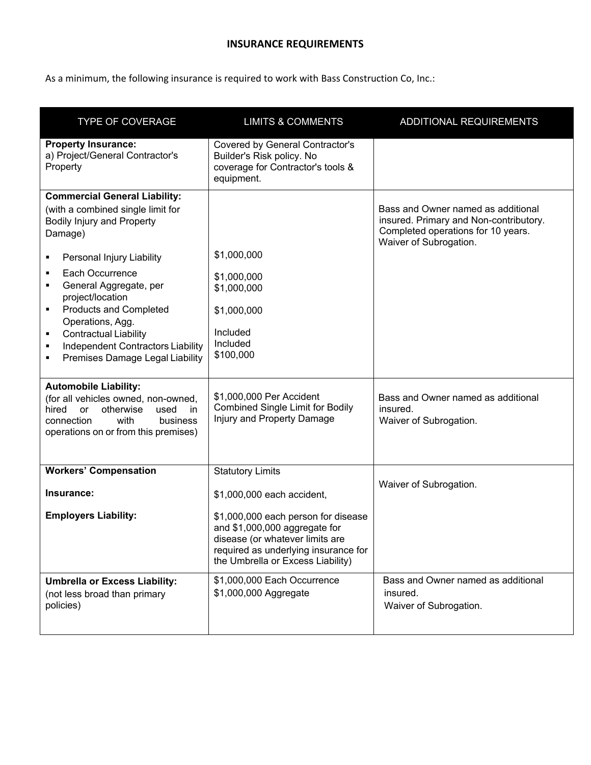# INSURANCE REQUIREMENTS

As a minimum, the following insurance is required to work with Bass Construction Co, Inc.:

| TYPE OF COVERAGE | LIMITS & COMMENTS | ADDITIONAL REQUIREMENTS |
|---|---|---|
| **Property Insurance:**<br>a) Project/General Contractor's Property | Covered by General Contractor's Builder's Risk policy. No coverage for Contractor's tools & equipment. | |
| **Commercial General Liability:**<br>(with a combined single limit for Bodily Injury and Property Damage)<br>▪ Personal Injury Liability<br>▪ Each Occurrence<br>▪ General Aggregate, per project/location<br>▪ Products and Completed Operations, Agg.<br>▪ Contractual Liability<br>▪ Independent Contractors Liability<br>▪ Premises Damage Legal Liability | <br><br>$1,000,000<br>$1,000,000<br>$1,000,000<br>$1,000,000<br>Included<br>Included<br>$100,000 | Bass and Owner named as additional insured. Primary and Non-contributory. Completed operations for 10 years. Waiver of Subrogation. |
| **Automobile Liability:**<br>(for all vehicles owned, non-owned, hired or otherwise used in connection with business operations on or from this premises) | $1,000,000 Per Accident Combined Single Limit for Bodily Injury and Property Damage | Bass and Owner named as additional insured.<br>Waiver of Subrogation. |
| **Workers' Compensation**<br>**Insurance:**<br>**Employers Liability:** | Statutory Limits<br>$1,000,000 each accident,<br>$1,000,000 each person for disease and $1,000,000 aggregate for disease (or whatever limits are required as underlying insurance for the Umbrella or Excess Liability) | Waiver of Subrogation. |
| **Umbrella or Excess Liability:**<br>(not less broad than primary policies) | $1,000,000 Each Occurrence<br>$1,000,000 Aggregate | Bass and Owner named as additional insured.<br>Waiver of Subrogation. |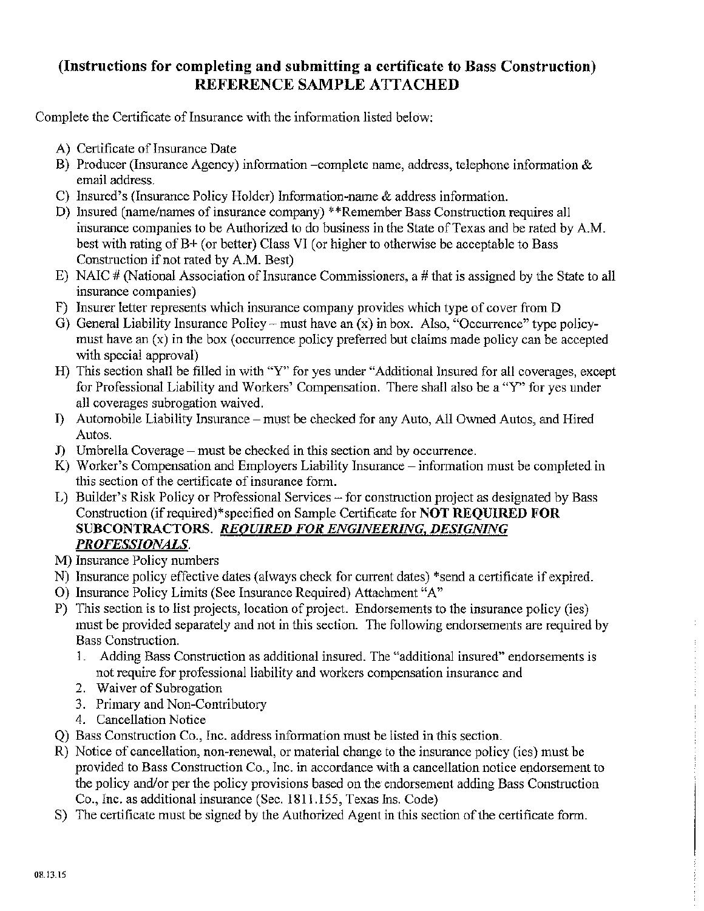## (Instructions for completing and submitting a certificate to Bass Construction) REFERENCE SAMPLE ATTACHED

Complete the Certificate of Insurance with the information listed below:

A) Certificate of Insurance Date
B) Producer (Insurance Agency) information –complete name, address, telephone information & email address.
C) Insured's (Insurance Policy Holder) Information-name & address information.
D) Insured (name/names of insurance company) **Remember Bass Construction requires all insurance companies to be Authorized to do business in the State of Texas and be rated by A.M. best with rating of B+ (or better) Class VI (or higher to otherwise be acceptable to Bass Construction if not rated by A.M. Best)
E) NAIC # (National Association of Insurance Commissioners, a # that is assigned by the State to all insurance companies)
F) Insurer letter represents which insurance company provides which type of cover from D
G) General Liability Insurance Policy – must have an (x) in box. Also, "Occurrence" type policy- must have an (x) in the box (occurrence policy preferred but claims made policy can be accepted with special approval)
H) This section shall be filled in with "Y" for yes under "Additional Insured for all coverages, except for Professional Liability and Workers' Compensation. There shall also be a "Y" for yes under all coverages subrogation waived.
I) Automobile Liability Insurance – must be checked for any Auto, All Owned Autos, and Hired Autos.
J) Umbrella Coverage – must be checked in this section and by occurrence.
K) Worker's Compensation and Employers Liability Insurance – information must be completed in this section of the certificate of insurance form.
L) Builder's Risk Policy or Professional Services – for construction project as designated by Bass Construction (if required)*specified on Sample Certificate for **NOT REQUIRED FOR SUBCONTRACTORS.** ***REQUIRED FOR ENGINEERING, DESIGNING PROFESSIONALS.***
M) Insurance Policy numbers
N) Insurance policy effective dates (always check for current dates) *send a certificate if expired.
O) Insurance Policy Limits (See Insurance Required) Attachment "A"
P) This section is to list projects, location of project. Endorsements to the insurance policy (ies) must be provided separately and not in this section. The following endorsements are required by Bass Construction.
   1. Adding Bass Construction as additional insured. The "additional insured" endorsements is not require for professional liability and workers compensation insurance and
   2. Waiver of Subrogation
   3. Primary and Non-Contributory
   4. Cancellation Notice
Q) Bass Construction Co., Inc. address information must be listed in this section.
R) Notice of cancellation, non-renewal, or material change to the insurance policy (ies) must be provided to Bass Construction Co., Inc. in accordance with a cancellation notice endorsement to the policy and/or per the policy provisions based on the endorsement adding Bass Construction Co., Inc. as additional insurance (Sec. 1811.155, Texas Ins. Code)
S) The certificate must be signed by the Authorized Agent in this section of the certificate form.

08.13.15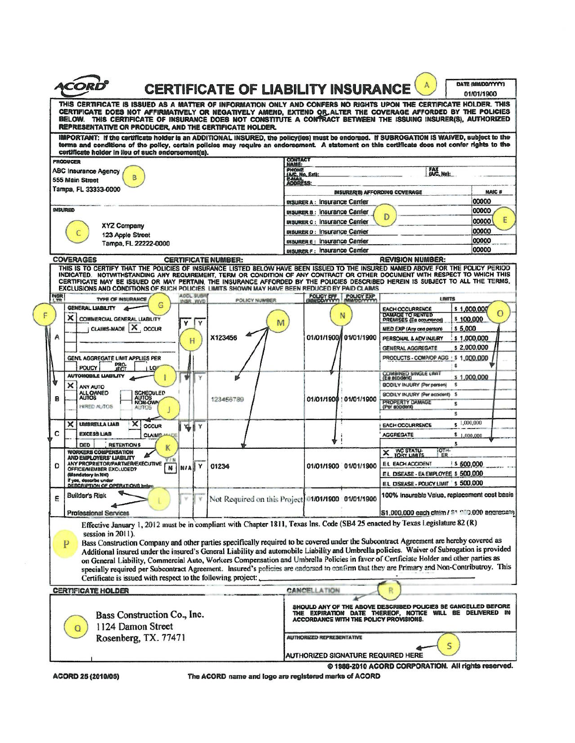# CERTIFICATE OF LIABILITY INSURANCE

A

DATE (MM/DD/YYYY) 01/01/1900

THIS CERTIFICATE IS ISSUED AS A MATTER OF INFORMATION ONLY AND CONFERS NO RIGHTS UPON THE CERTIFICATE HOLDER. THIS CERTIFICATE DOES NOT AFFIRMATIVELY OR NEGATIVELY AMEND, EXTEND OR ALTER THE COVERAGE AFFORDED BY THE POLICIES BELOW. THIS CERTIFICATE OF INSURANCE DOES NOT CONSTITUTE A CONTRACT BETWEEN THE ISSUING INSURER(S), AUTHORIZED REPRESENTATIVE OR PRODUCER, AND THE CERTIFICATE HOLDER.

IMPORTANT: If the certificate holder is an ADDITIONAL INSURED, the policy(ies) must be endorsed. If SUBROGATION IS WAIVED, subject to the terms and conditions of the policy, certain policies may require an endorsement. A statement on this certificate does not confer rights to the certificate holder in lieu of such endorsement(s).

| | | |
|---|---|---|
| **PRODUCER** (B) ABC Insurance Agency, 555 Main Street, Tampa, FL 33333-0000 | CONTACT NAME: PHONE (A/C, No, Ext): FAX (A/C, No): E-MAIL ADDRESS: | |
| | **INSURER(S) AFFORDING COVERAGE** (D) | **NAIC #** (E) |
| **INSURED** (C) XYZ Company, 123 Apple Street, Tampa, FL 22222-0000 | INSURER A: Insurance Carrier | 00000 |
| | INSURER B: Insurance Carrier | 00000 |
| | INSURER C: Insurance Carrier | 00000 |
| | INSURER D: Insurance Carrier | 00000 |
| | INSURER E: Insurance Carrier | 00000 |
| | INSURER F: Insurance Carrier | 00000 |

**COVERAGES** CERTIFICATE NUMBER: REVISION NUMBER:

THIS IS TO CERTIFY THAT THE POLICIES OF INSURANCE LISTED BELOW HAVE BEEN ISSUED TO THE INSURED NAMED ABOVE FOR THE POLICY PERIOD INDICATED. NOTWITHSTANDING ANY REQUIREMENT, TERM OR CONDITION OF ANY CONTRACT OR OTHER DOCUMENT WITH RESPECT TO WHICH THIS CERTIFICATE MAY BE ISSUED OR MAY PERTAIN, THE INSURANCE AFFORDED BY THE POLICIES DESCRIBED HEREIN IS SUBJECT TO ALL THE TERMS, EXCLUSIONS AND CONDITIONS OF SUCH POLICIES. LIMITS SHOWN MAY HAVE BEEN REDUCED BY PAID CLAIMS.

| INSR LTR (F) | TYPE OF INSURANCE (G) | ADDL INSR (H) | SUBR WVD | POLICY NUMBER (M) | POLICY EFF (MM/DD/YYYY) (N) | POLICY EXP (MM/DD/YYYY) | LIMITS (O) | |
|---|---|---|---|---|---|---|---|---|
| A | GENERAL LIABILITY; X COMMERCIAL GENERAL LIABILITY; CLAIMS-MADE X OCCUR; GEN'L AGGREGATE LIMIT APPLIES PER: POLICY / PRO-JECT / LOC | Y | Y | X123456 | 01/01/1900 | 01/01/1900 | EACH OCCURRENCE | $ 1,000,000 |
| | | | | | | | DAMAGE TO RENTED PREMISES (Ea occurrence) | $ 100,000 |
| | | | | | | | MED EXP (Any one person) | $ 5,000 |
| | | | | | | | PERSONAL & ADV INJURY | $ 1,000,000 |
| | | | | | | | GENERAL AGGREGATE | $ 2,000,000 |
| | | | | | | | PRODUCTS - COMP/OP AGG | $ 1,000,000 |
| B | AUTOMOBILE LIABILITY (I); X ANY AUTO; ALL OWNED AUTOS; SCHEDULED AUTOS; HIRED AUTOS; NON-OWNED AUTOS (J) | Y | Y | 123456789 | 01/01/1900 | 01/01/1900 | COMBINED SINGLE LIMIT (Ea accident) | $ 1,000,000 |
| | | | | | | | BODILY INJURY (Per person) | $ |
| | | | | | | | BODILY INJURY (Per accident) | $ |
| | | | | | | | PROPERTY DAMAGE (Per accident) | $ |
| C | X UMBRELLA LIAB X OCCUR; EXCESS LIAB CLAIMS-MADE; DED RETENTION $ (K) | Y | Y | | | | EACH OCCURRENCE | $ 1,000,000 |
| | | | | | | | AGGREGATE | $ 1,000,000 |
| D | WORKERS COMPENSATION AND EMPLOYERS' LIABILITY; ANY PROPRIETOR/PARTNER/EXECUTIVE OFFICER/MEMBER EXCLUDED? (Mandatory in NH) N; If yes, describe under DESCRIPTION OF OPERATIONS below | N/A | Y | 01234 | 01/01/1900 | 01/01/1900 | X WC STATU-TORY LIMITS / OTH-ER | |
| | | | | | | | E.L. EACH ACCIDENT | $ 500,000 |
| | | | | | | | E.L. DISEASE - EA EMPLOYEE | $ 500,000 |
| | | | | | | | E.L. DISEASE - POLICY LIMIT | $ 500,000 |
| E | Builder's Risk (L) | Y | Y | Not Required on this Project | 01/01/1900 | 01/01/1900 | 100% insurable Value, replacement cost basis | |
| | Professional Services | | | | | | $1,000,000 each claim / $1,000,000 aggregate | |

(P)

Effective January 1, 2012 must be in compliant with Chapter 1811, Texas Ins. Code (SB4 25 enacted by Texas Legislature 82 (R) session in 2011).

Bass Construction Company and other parties specifically required to be covered under the Subcontract Agreement are hereby covered as Additional insured under the insured's General Liability and automobile Liability and Umbrella policies. Waiver of Subrogation is provided on General Liability, Commercial Auto, Workers Compensation and Umbrella Policies in favor of Certficiate Holder and other parties as specially required per Subcontract Agreement. Insured's policies are endorsed to confirm that they are Primary and Non-Contributroy. This Certificate is issued with respect to the following project: \_\_\_\_\_\_\_\_

| CERTIFICATE HOLDER | CANCELLATION (R) |
|---|---|
| (Q) Bass Construction Co., Inc., 1124 Damon Street, Rosenberg, TX. 77471 | SHOULD ANY OF THE ABOVE DESCRIBED POLICIES BE CANCELLED BEFORE THE EXPIRATION DATE THEREOF, NOTICE WILL BE DELIVERED IN ACCORDANCE WITH THE POLICY PROVISIONS. |
| | AUTHORIZED REPRESENTATIVE (S): AUTHORIZED SIGNATURE REQUIRED HERE |

© 1988-2010 ACORD CORPORATION. All rights reserved.

ACORD 25 (2010/05) The ACORD name and logo are registered marks of ACORD